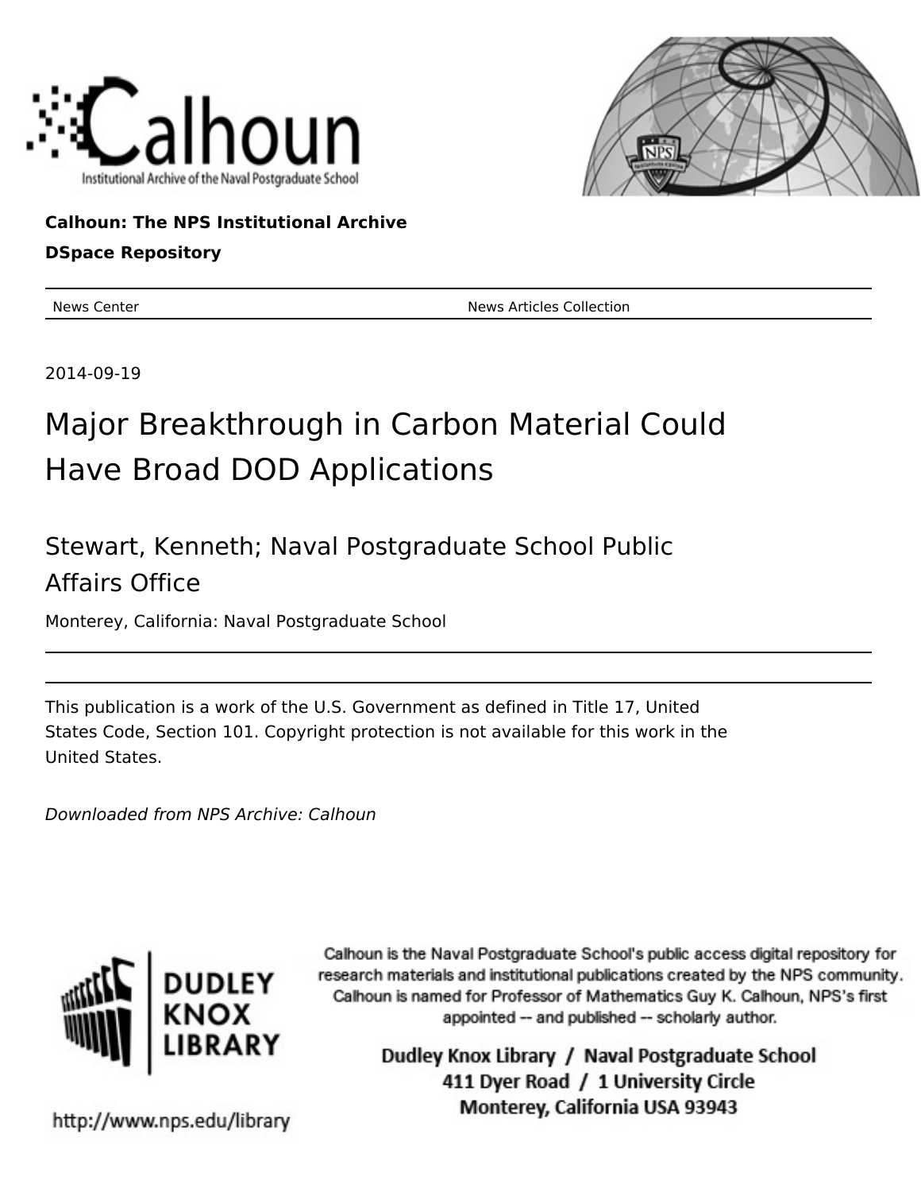Calhoun: The NPS Institutional Archive

DSpace Repository

News Center | News Articles Collection

2014-09-19

# Major Breakthrough in Carbon Material Could Have Broad DOD Applications

## Stewart, Kenneth; Naval Postgraduate School Public Affairs Office

Monterey, California: Naval Postgraduate School

---

This publication is a work of the U.S. Government as defined in Title 17, United States Code, Section 101. Copyright protection is not available for this work in the United States.

*Downloaded from NPS Archive: Calhoun*

Calhoun is the Naval Postgraduate School's public access digital repository for research materials and institutional publications created by the NPS community. Calhoun is named for Professor of Mathematics Guy K. Calhoun, NPS's first appointed -- and published -- scholarly author.

Dudley Knox Library / Naval Postgraduate School
411 Dyer Road / 1 University Circle
Monterey, California USA 93943

http://www.nps.edu/library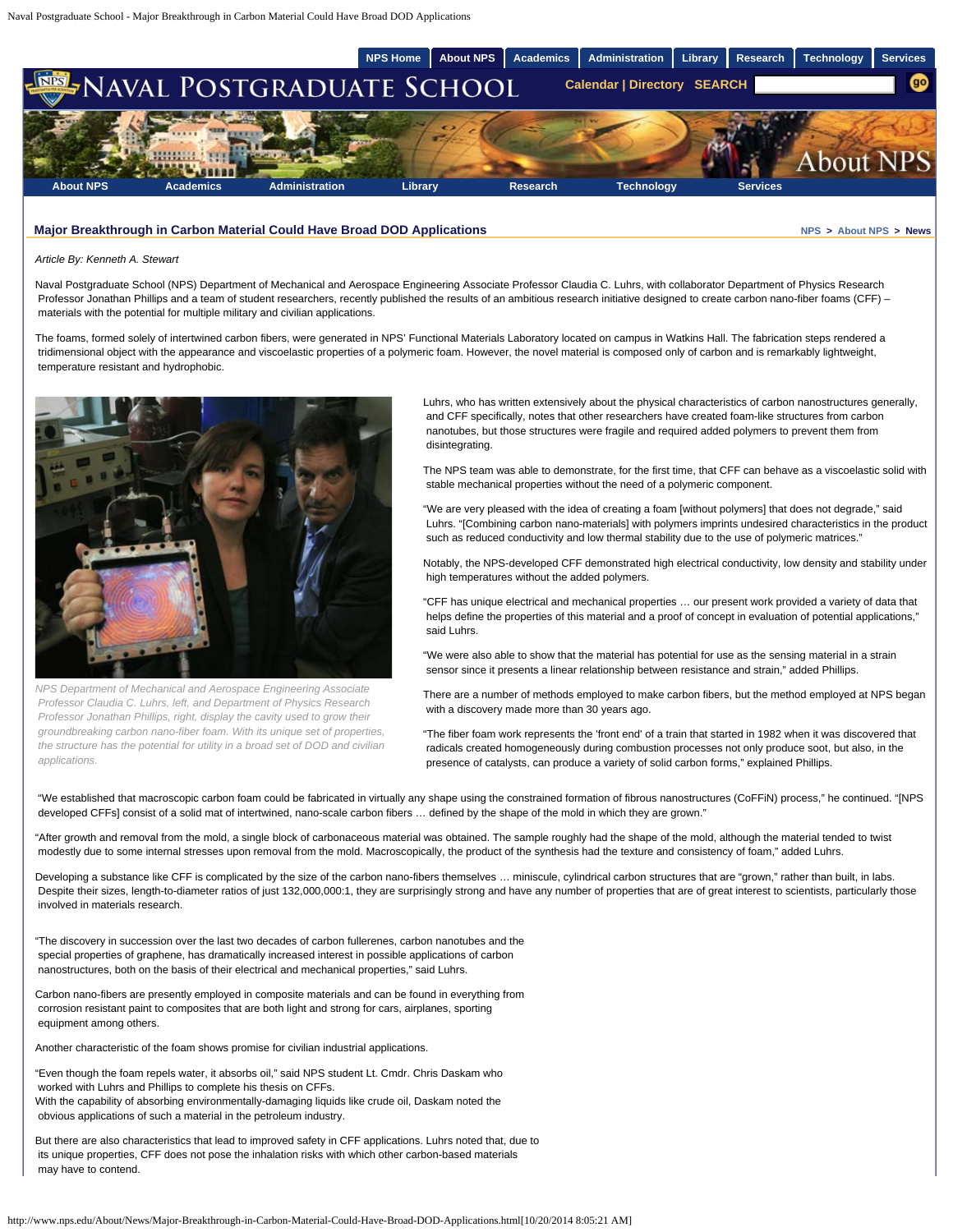## Major Breakthrough in Carbon Material Could Have Broad DOD Applications

NPS > About NPS > News

*Article By: Kenneth A. Stewart*

Naval Postgraduate School (NPS) Department of Mechanical and Aerospace Engineering Associate Professor Claudia C. Luhrs, with collaborator Department of Physics Research Professor Jonathan Phillips and a team of student researchers, recently published the results of an ambitious research initiative designed to create carbon nano-fiber foams (CFF) – materials with the potential for multiple military and civilian applications.

The foams, formed solely of intertwined carbon fibers, were generated in NPS' Functional Materials Laboratory located on campus in Watkins Hall. The fabrication steps rendered a tridimensional object with the appearance and viscoelastic properties of a polymeric foam. However, the novel material is composed only of carbon and is remarkably lightweight, temperature resistant and hydrophobic.

NPS Department of Mechanical and Aerospace Engineering Associate Professor Claudia C. Luhrs, left, and Department of Physics Research Professor Jonathan Phillips, right, display the cavity used to grow their groundbreaking carbon nano-fiber foam. With its unique set of properties, the structure has the potential for utility in a broad set of DOD and civilian applications.

Luhrs, who has written extensively about the physical characteristics of carbon nanostructures generally, and CFF specifically, notes that other researchers have created foam-like structures from carbon nanotubes, but those structures were fragile and required added polymers to prevent them from disintegrating.

The NPS team was able to demonstrate, for the first time, that CFF can behave as a viscoelastic solid with stable mechanical properties without the need of a polymeric component.

"We are very pleased with the idea of creating a foam [without polymers] that does not degrade," said Luhrs. "[Combining carbon nano-materials] with polymers imprints undesired characteristics in the product such as reduced conductivity and low thermal stability due to the use of polymeric matrices."

Notably, the NPS-developed CFF demonstrated high electrical conductivity, low density and stability under high temperatures without the added polymers.

"CFF has unique electrical and mechanical properties … our present work provided a variety of data that helps define the properties of this material and a proof of concept in evaluation of potential applications," said Luhrs.

"We were also able to show that the material has potential for use as the sensing material in a strain sensor since it presents a linear relationship between resistance and strain," added Phillips.

There are a number of methods employed to make carbon fibers, but the method employed at NPS began with a discovery made more than 30 years ago.

"The fiber foam work represents the 'front end' of a train that started in 1982 when it was discovered that radicals created homogeneously during combustion processes not only produce soot, but also, in the presence of catalysts, can produce a variety of solid carbon forms," explained Phillips.

"We established that macroscopic carbon foam could be fabricated in virtually any shape using the constrained formation of fibrous nanostructures (CoFFiN) process," he continued. "[NPS developed CFFs] consist of a solid mat of intertwined, nano-scale carbon fibers … defined by the shape of the mold in which they are grown."

"After growth and removal from the mold, a single block of carbonaceous material was obtained. The sample roughly had the shape of the mold, although the material tended to twist modestly due to some internal stresses upon removal from the mold. Macroscopically, the product of the synthesis had the texture and consistency of foam," added Luhrs.

Developing a substance like CFF is complicated by the size of the carbon nano-fibers themselves … miniscule, cylindrical carbon structures that are "grown," rather than built, in labs. Despite their sizes, length-to-diameter ratios of just 132,000,000:1, they are surprisingly strong and have any number of properties that are of great interest to scientists, particularly those involved in materials research.

"The discovery in succession over the last two decades of carbon fullerenes, carbon nanotubes and the special properties of graphene, has dramatically increased interest in possible applications of carbon nanostructures, both on the basis of their electrical and mechanical properties," said Luhrs.

Carbon nano-fibers are presently employed in composite materials and can be found in everything from corrosion resistant paint to composites that are both light and strong for cars, airplanes, sporting equipment among others.

Another characteristic of the foam shows promise for civilian industrial applications.

"Even though the foam repels water, it absorbs oil," said NPS student Lt. Cmdr. Chris Daskam who worked with Luhrs and Phillips to complete his thesis on CFFs.
With the capability of absorbing environmentally-damaging liquids like crude oil, Daskam noted the obvious applications of such a material in the petroleum industry.

But there are also characteristics that lead to improved safety in CFF applications. Luhrs noted that, due to its unique properties, CFF does not pose the inhalation risks with which other carbon-based materials may have to contend.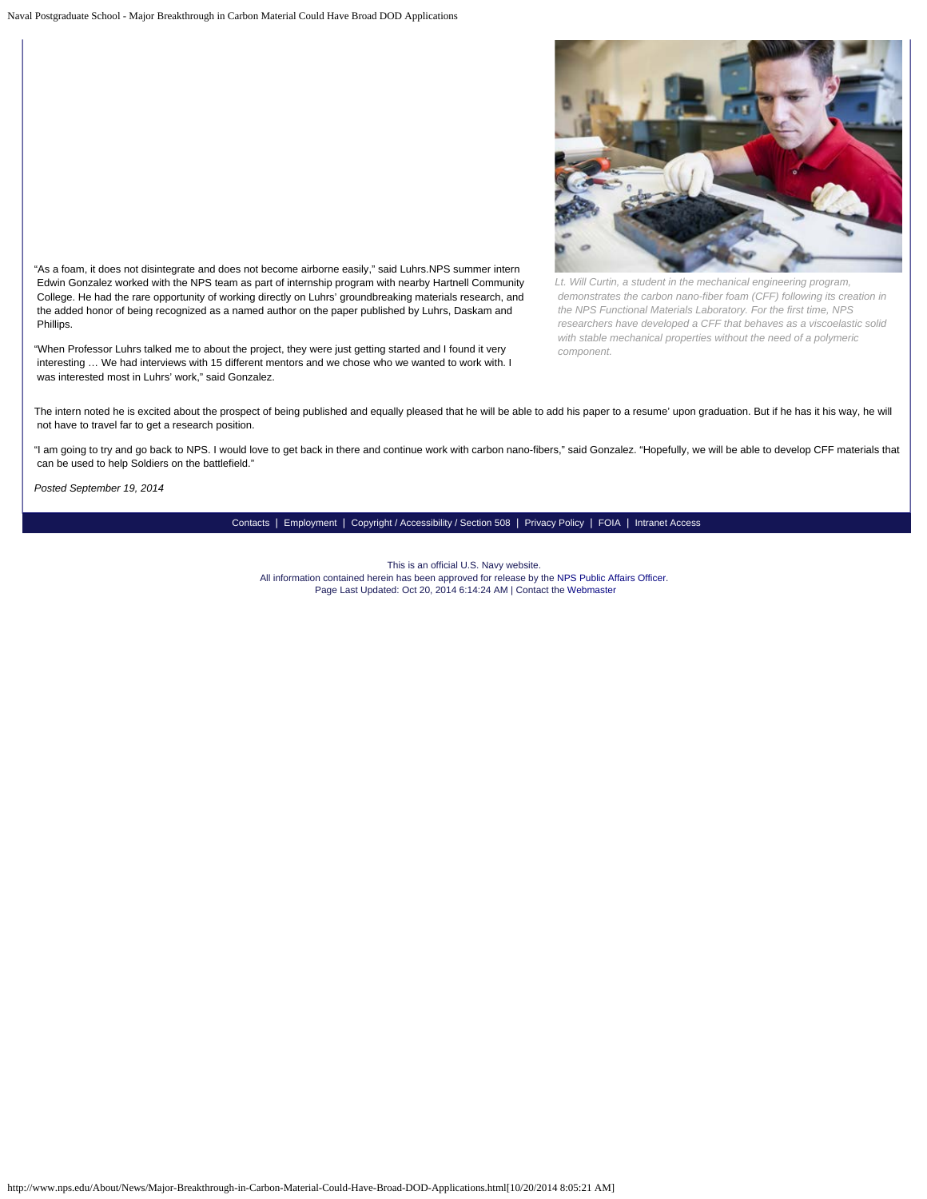"As a foam, it does not disintegrate and does not become airborne easily," said Luhrs.NPS summer intern Edwin Gonzalez worked with the NPS team as part of internship program with nearby Hartnell Community College. He had the rare opportunity of working directly on Luhrs' groundbreaking materials research, and the added honor of being recognized as a named author on the paper published by Luhrs, Daskam and Phillips.

"When Professor Luhrs talked me to about the project, they were just getting started and I found it very interesting … We had interviews with 15 different mentors and we chose who we wanted to work with. I was interested most in Luhrs' work," said Gonzalez.

*Lt. Will Curtin, a student in the mechanical engineering program, demonstrates the carbon nano-fiber foam (CFF) following its creation in the NPS Functional Materials Laboratory. For the first time, NPS researchers have developed a CFF that behaves as a viscoelastic solid with stable mechanical properties without the need of a polymeric component.*

The intern noted he is excited about the prospect of being published and equally pleased that he will be able to add his paper to a resume' upon graduation. But if he has it his way, he will not have to travel far to get a research position.

"I am going to try and go back to NPS. I would love to get back in there and continue work with carbon nano-fibers," said Gonzalez. "Hopefully, we will be able to develop CFF materials that can be used to help Soldiers on the battlefield."

*Posted September 19, 2014*

Contacts | Employment | Copyright / Accessibility / Section 508 | Privacy Policy | FOIA | Intranet Access

This is an official U.S. Navy website.
All information contained herein has been approved for release by the NPS Public Affairs Officer.
Page Last Updated: Oct 20, 2014 6:14:24 AM | Contact the Webmaster